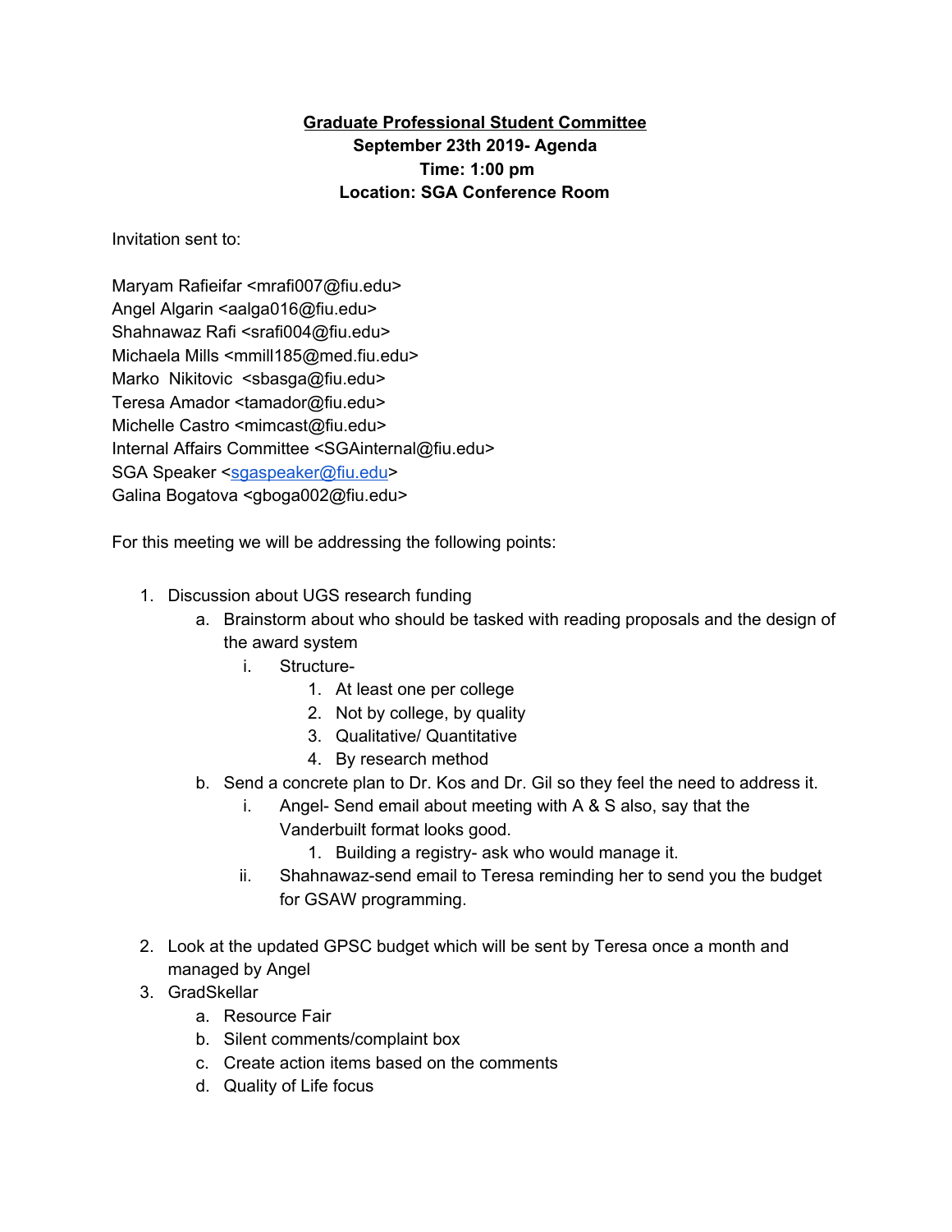**Graduate Professional Student Committee**
**September 23th 2019- Agenda**
**Time: 1:00 pm**
**Location: SGA Conference Room**

Invitation sent to:

Maryam Rafieifar <mrafi007@fiu.edu>
Angel Algarin <aalga016@fiu.edu>
Shahnawaz Rafi <srafi004@fiu.edu>
Michaela Mills <mmill185@med.fiu.edu>
Marko Nikitovic <sbasga@fiu.edu>
Teresa Amador <tamador@fiu.edu>
Michelle Castro <mimcast@fiu.edu>
Internal Affairs Committee <SGAinternal@fiu.edu>
SGA Speaker <sgaspeaker@fiu.edu>
Galina Bogatova <gboga002@fiu.edu>

For this meeting we will be addressing the following points:

1. Discussion about UGS research funding
   a. Brainstorm about who should be tasked with reading proposals and the design of the award system
      i. Structure-
         1. At least one per college
         2. Not by college, by quality
         3. Qualitative/ Quantitative
         4. By research method
   b. Send a concrete plan to Dr. Kos and Dr. Gil so they feel the need to address it.
      i. Angel- Send email about meeting with A & S also, say that the Vanderbuilt format looks good.
         1. Building a registry- ask who would manage it.
      ii. Shahnawaz-send email to Teresa reminding her to send you the budget for GSAW programming.

2. Look at the updated GPSC budget which will be sent by Teresa once a month and managed by Angel
3. GradSkellar
   a. Resource Fair
   b. Silent comments/complaint box
   c. Create action items based on the comments
   d. Quality of Life focus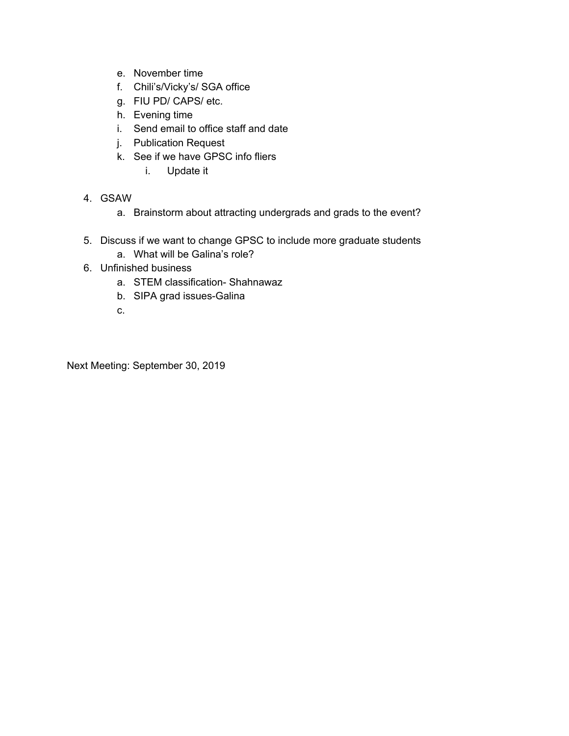e. November time
f. Chili's/Vicky's/ SGA office
g. FIU PD/ CAPS/ etc.
h. Evening time
i. Send email to office staff and date
j. Publication Request
k. See if we have GPSC info fliers
    i. Update it

4. GSAW
    a. Brainstorm about attracting undergrads and grads to the event?

5. Discuss if we want to change GPSC to include more graduate students
    a. What will be Galina's role?
6. Unfinished business
    a. STEM classification- Shahnawaz
    b. SIPA grad issues-Galina
    c.

Next Meeting: September 30, 2019